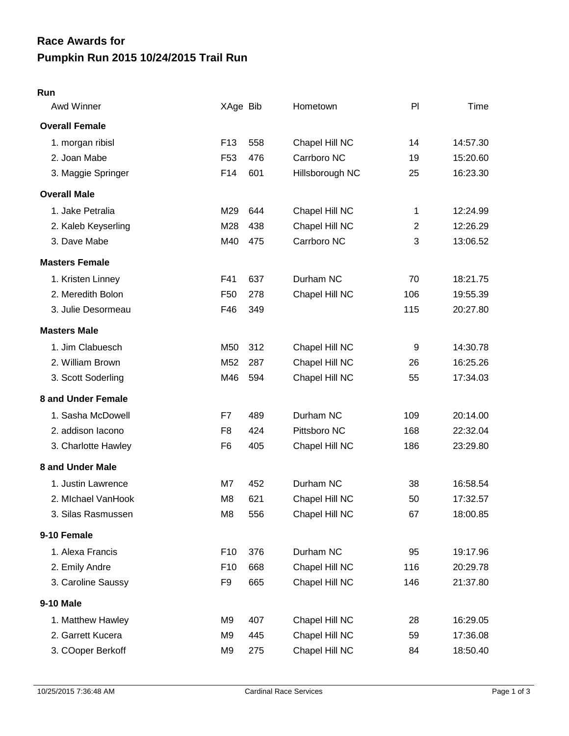# Race Awards for
# Pumpkin Run 2015 10/24/2015 Trail Run

## Run

| Awd Winner | XAge | Bib | Hometown | Pl | Time |
|---|---|---|---|---|---|
| **Overall Female** | | | | | |
| 1. morgan ribisl | F13 | 558 | Chapel Hill NC | 14 | 14:57.30 |
| 2. Joan Mabe | F53 | 476 | Carrboro NC | 19 | 15:20.60 |
| 3. Maggie Springer | F14 | 601 | Hillsborough NC | 25 | 16:23.30 |
| **Overall Male** | | | | | |
| 1. Jake Petralia | M29 | 644 | Chapel Hill NC | 1 | 12:24.99 |
| 2. Kaleb Keyserling | M28 | 438 | Chapel Hill NC | 2 | 12:26.29 |
| 3. Dave Mabe | M40 | 475 | Carrboro NC | 3 | 13:06.52 |
| **Masters Female** | | | | | |
| 1. Kristen Linney | F41 | 637 | Durham NC | 70 | 18:21.75 |
| 2. Meredith Bolon | F50 | 278 | Chapel Hill NC | 106 | 19:55.39 |
| 3. Julie Desormeau | F46 | 349 | | 115 | 20:27.80 |
| **Masters Male** | | | | | |
| 1. Jim Clabuesch | M50 | 312 | Chapel Hill NC | 9 | 14:30.78 |
| 2. William Brown | M52 | 287 | Chapel Hill NC | 26 | 16:25.26 |
| 3. Scott Soderling | M46 | 594 | Chapel Hill NC | 55 | 17:34.03 |
| **8 and Under Female** | | | | | |
| 1. Sasha McDowell | F7 | 489 | Durham NC | 109 | 20:14.00 |
| 2. addison Iacono | F8 | 424 | Pittsboro NC | 168 | 22:32.04 |
| 3. Charlotte Hawley | F6 | 405 | Chapel Hill NC | 186 | 23:29.80 |
| **8 and Under Male** | | | | | |
| 1. Justin Lawrence | M7 | 452 | Durham NC | 38 | 16:58.54 |
| 2. MIchael VanHook | M8 | 621 | Chapel Hill NC | 50 | 17:32.57 |
| 3. Silas Rasmussen | M8 | 556 | Chapel Hill NC | 67 | 18:00.85 |
| **9-10 Female** | | | | | |
| 1. Alexa Francis | F10 | 376 | Durham NC | 95 | 19:17.96 |
| 2. Emily Andre | F10 | 668 | Chapel Hill NC | 116 | 20:29.78 |
| 3. Caroline Saussy | F9 | 665 | Chapel Hill NC | 146 | 21:37.80 |
| **9-10 Male** | | | | | |
| 1. Matthew Hawley | M9 | 407 | Chapel Hill NC | 28 | 16:29.05 |
| 2. Garrett Kucera | M9 | 445 | Chapel Hill NC | 59 | 17:36.08 |
| 3. COoper Berkoff | M9 | 275 | Chapel Hill NC | 84 | 18:50.40 |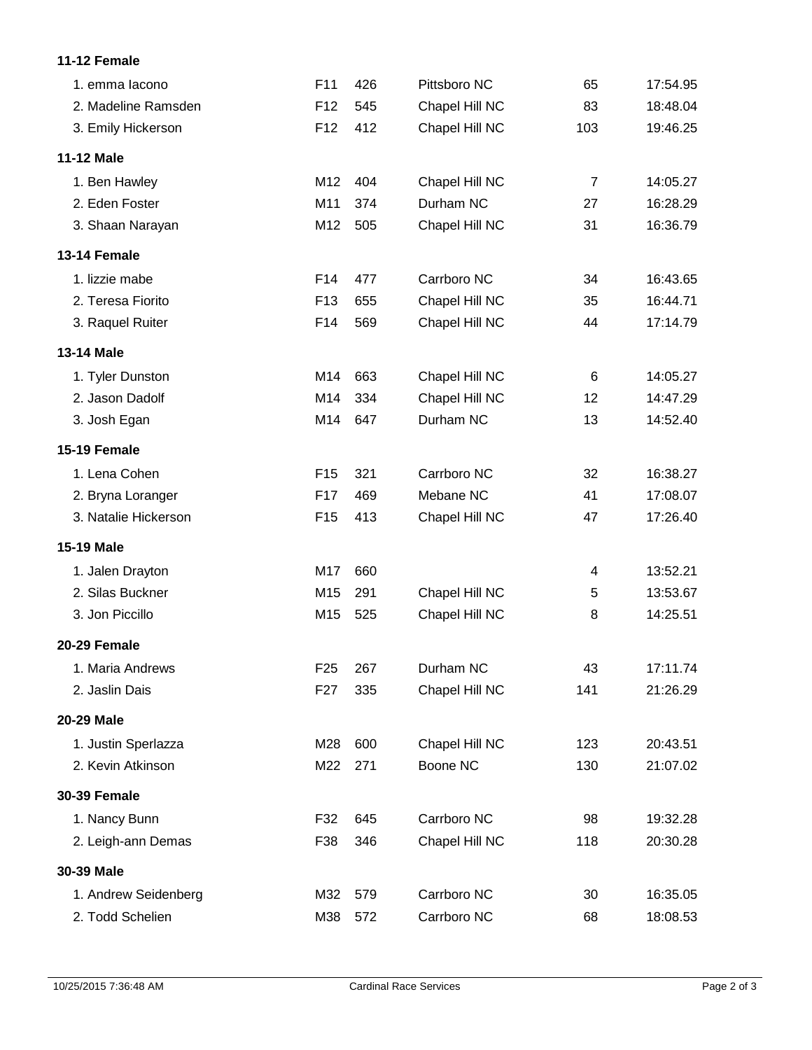**11-12 Female**

| | | | | | |
|---|---|---|---|---|---|
| 1. emma Iacono | F11 | 426 | Pittsboro NC | 65 | 17:54.95 |
| 2. Madeline Ramsden | F12 | 545 | Chapel Hill NC | 83 | 18:48.04 |
| 3. Emily Hickerson | F12 | 412 | Chapel Hill NC | 103 | 19:46.25 |

**11-12 Male**

| | | | | | |
|---|---|---|---|---|---|
| 1. Ben Hawley | M12 | 404 | Chapel Hill NC | 7 | 14:05.27 |
| 2. Eden Foster | M11 | 374 | Durham NC | 27 | 16:28.29 |
| 3. Shaan Narayan | M12 | 505 | Chapel Hill NC | 31 | 16:36.79 |

**13-14 Female**

| | | | | | |
|---|---|---|---|---|---|
| 1. lizzie mabe | F14 | 477 | Carrboro NC | 34 | 16:43.65 |
| 2. Teresa Fiorito | F13 | 655 | Chapel Hill NC | 35 | 16:44.71 |
| 3. Raquel Ruiter | F14 | 569 | Chapel Hill NC | 44 | 17:14.79 |

**13-14 Male**

| | | | | | |
|---|---|---|---|---|---|
| 1. Tyler Dunston | M14 | 663 | Chapel Hill NC | 6 | 14:05.27 |
| 2. Jason Dadolf | M14 | 334 | Chapel Hill NC | 12 | 14:47.29 |
| 3. Josh Egan | M14 | 647 | Durham NC | 13 | 14:52.40 |

**15-19 Female**

| | | | | | |
|---|---|---|---|---|---|
| 1. Lena Cohen | F15 | 321 | Carrboro NC | 32 | 16:38.27 |
| 2. Bryna Loranger | F17 | 469 | Mebane NC | 41 | 17:08.07 |
| 3. Natalie Hickerson | F15 | 413 | Chapel Hill NC | 47 | 17:26.40 |

**15-19 Male**

| | | | | | |
|---|---|---|---|---|---|
| 1. Jalen Drayton | M17 | 660 | | 4 | 13:52.21 |
| 2. Silas Buckner | M15 | 291 | Chapel Hill NC | 5 | 13:53.67 |
| 3. Jon Piccillo | M15 | 525 | Chapel Hill NC | 8 | 14:25.51 |

**20-29 Female**

| | | | | | |
|---|---|---|---|---|---|
| 1. Maria Andrews | F25 | 267 | Durham NC | 43 | 17:11.74 |
| 2. Jaslin Dais | F27 | 335 | Chapel Hill NC | 141 | 21:26.29 |

**20-29 Male**

| | | | | | |
|---|---|---|---|---|---|
| 1. Justin Sperlazza | M28 | 600 | Chapel Hill NC | 123 | 20:43.51 |
| 2. Kevin Atkinson | M22 | 271 | Boone NC | 130 | 21:07.02 |

**30-39 Female**

| | | | | | |
|---|---|---|---|---|---|
| 1. Nancy Bunn | F32 | 645 | Carrboro NC | 98 | 19:32.28 |
| 2. Leigh-ann Demas | F38 | 346 | Chapel Hill NC | 118 | 20:30.28 |

**30-39 Male**

| | | | | | |
|---|---|---|---|---|---|
| 1. Andrew Seidenberg | M32 | 579 | Carrboro NC | 30 | 16:35.05 |
| 2. Todd Schelien | M38 | 572 | Carrboro NC | 68 | 18:08.53 |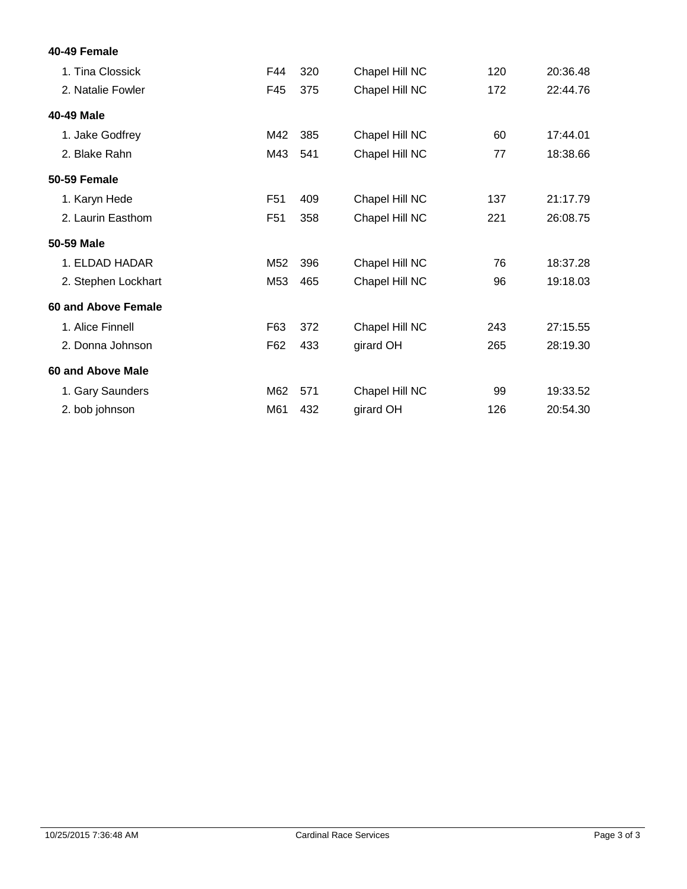**40-49 Female**

| | | | | | |
|---|---|---|---|---|---|
| 1. Tina Clossick | F44 | 320 | Chapel Hill NC | 120 | 20:36.48 |
| 2. Natalie Fowler | F45 | 375 | Chapel Hill NC | 172 | 22:44.76 |

**40-49 Male**

| | | | | | |
|---|---|---|---|---|---|
| 1. Jake Godfrey | M42 | 385 | Chapel Hill NC | 60 | 17:44.01 |
| 2. Blake Rahn | M43 | 541 | Chapel Hill NC | 77 | 18:38.66 |

**50-59 Female**

| | | | | | |
|---|---|---|---|---|---|
| 1. Karyn Hede | F51 | 409 | Chapel Hill NC | 137 | 21:17.79 |
| 2. Laurin Easthom | F51 | 358 | Chapel Hill NC | 221 | 26:08.75 |

**50-59 Male**

| | | | | | |
|---|---|---|---|---|---|
| 1. ELDAD HADAR | M52 | 396 | Chapel Hill NC | 76 | 18:37.28 |
| 2. Stephen Lockhart | M53 | 465 | Chapel Hill NC | 96 | 19:18.03 |

**60 and Above Female**

| | | | | | |
|---|---|---|---|---|---|
| 1. Alice Finnell | F63 | 372 | Chapel Hill NC | 243 | 27:15.55 |
| 2. Donna Johnson | F62 | 433 | girard OH | 265 | 28:19.30 |

**60 and Above Male**

| | | | | | |
|---|---|---|---|---|---|
| 1. Gary Saunders | M62 | 571 | Chapel Hill NC | 99 | 19:33.52 |
| 2. bob johnson | M61 | 432 | girard OH | 126 | 20:54.30 |